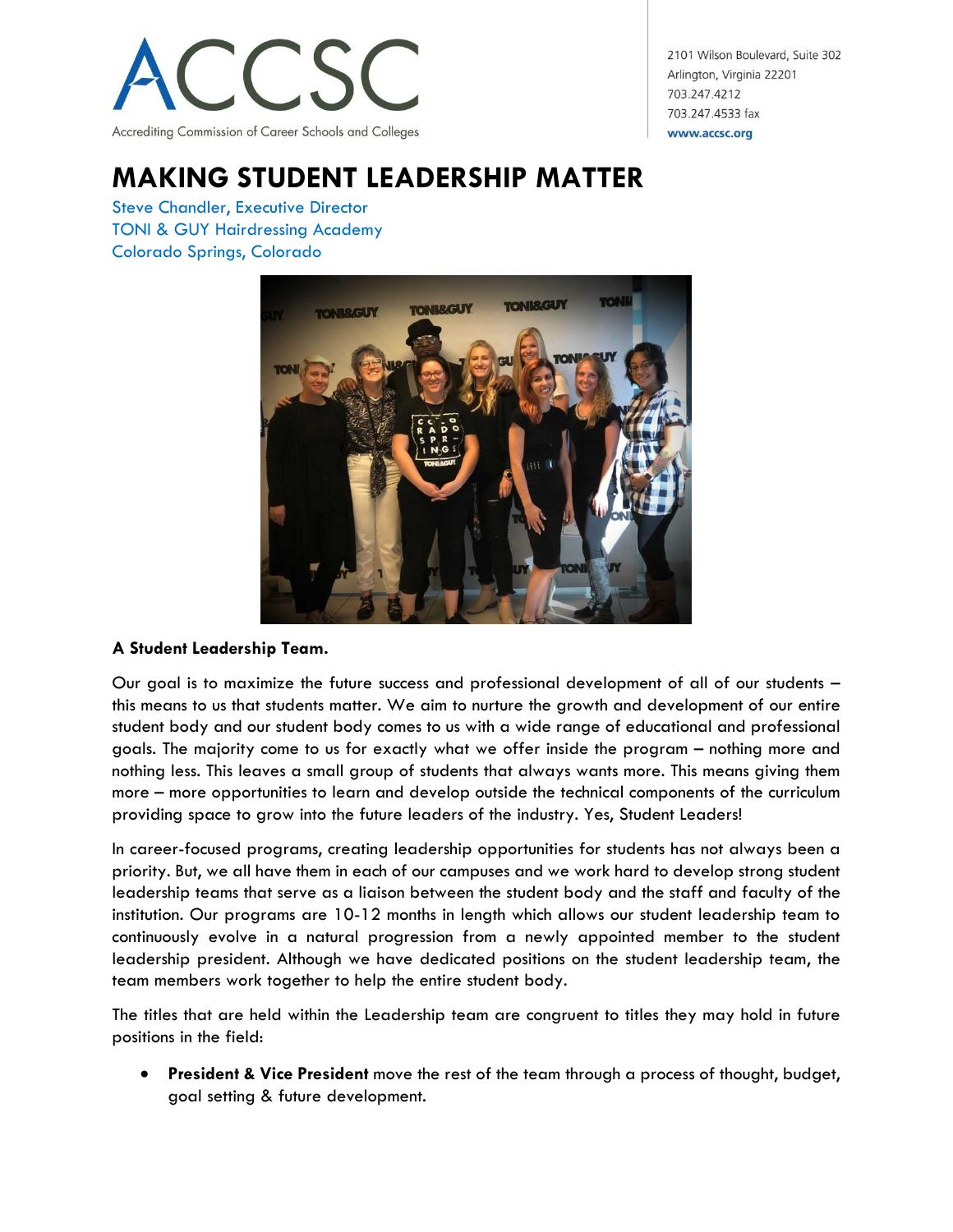ACCSC

Accrediting Commission of Career Schools and Colleges

2101 Wilson Boulevard, Suite 302
Arlington, Virginia 22201
703.247.4212
703.247.4533 fax
www.accsc.org

# MAKING STUDENT LEADERSHIP MATTER

Steve Chandler, Executive Director
TONI & GUY Hairdressing Academy
Colorado Springs, Colorado

**A Student Leadership Team.**

Our goal is to maximize the future success and professional development of all of our students – this means to us that students matter. We aim to nurture the growth and development of our entire student body and our student body comes to us with a wide range of educational and professional goals. The majority come to us for exactly what we offer inside the program – nothing more and nothing less. This leaves a small group of students that always wants more. This means giving them more – more opportunities to learn and develop outside the technical components of the curriculum providing space to grow into the future leaders of the industry. Yes, Student Leaders!

In career-focused programs, creating leadership opportunities for students has not always been a priority. But, we all have them in each of our campuses and we work hard to develop strong student leadership teams that serve as a liaison between the student body and the staff and faculty of the institution. Our programs are 10-12 months in length which allows our student leadership team to continuously evolve in a natural progression from a newly appointed member to the student leadership president. Although we have dedicated positions on the student leadership team, the team members work together to help the entire student body.

The titles that are held within the Leadership team are congruent to titles they may hold in future positions in the field:

- **President & Vice President** move the rest of the team through a process of thought, budget, goal setting & future development.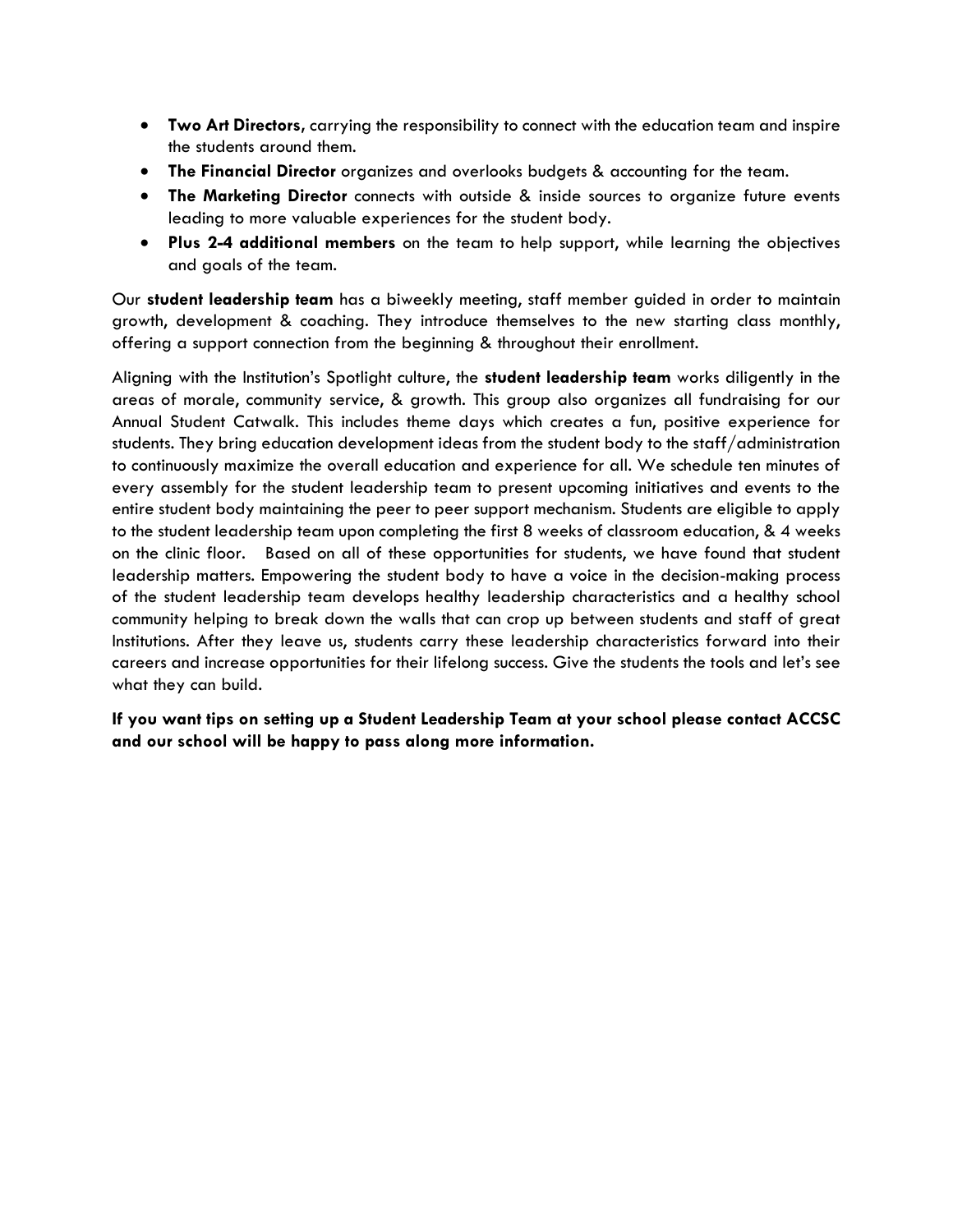- **Two Art Directors,** carrying the responsibility to connect with the education team and inspire the students around them.
- **The Financial Director** organizes and overlooks budgets & accounting for the team.
- **The Marketing Director** connects with outside & inside sources to organize future events leading to more valuable experiences for the student body.
- **Plus 2-4 additional members** on the team to help support, while learning the objectives and goals of the team.

Our **student leadership team** has a biweekly meeting, staff member guided in order to maintain growth, development & coaching. They introduce themselves to the new starting class monthly, offering a support connection from the beginning & throughout their enrollment.

Aligning with the Institution's Spotlight culture, the **student leadership team** works diligently in the areas of morale, community service, & growth. This group also organizes all fundraising for our Annual Student Catwalk. This includes theme days which creates a fun, positive experience for students. They bring education development ideas from the student body to the staff/administration to continuously maximize the overall education and experience for all. We schedule ten minutes of every assembly for the student leadership team to present upcoming initiatives and events to the entire student body maintaining the peer to peer support mechanism. Students are eligible to apply to the student leadership team upon completing the first 8 weeks of classroom education, & 4 weeks on the clinic floor. Based on all of these opportunities for students, we have found that student leadership matters. Empowering the student body to have a voice in the decision-making process of the student leadership team develops healthy leadership characteristics and a healthy school community helping to break down the walls that can crop up between students and staff of great Institutions. After they leave us, students carry these leadership characteristics forward into their careers and increase opportunities for their lifelong success. Give the students the tools and let's see what they can build.

**If you want tips on setting up a Student Leadership Team at your school please contact ACCSC and our school will be happy to pass along more information.**